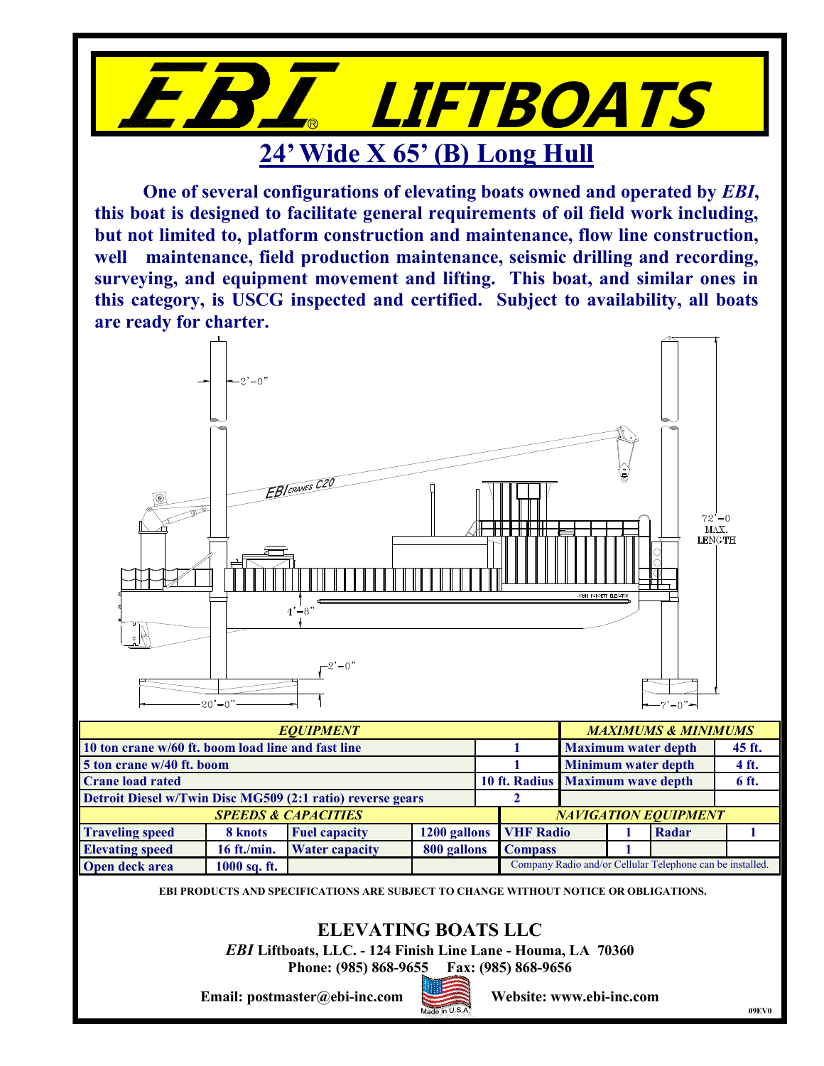# EBI® LIFTBOATS

## 24' Wide X 65' (B) Long Hull

**One of several configurations of elevating boats owned and operated by *EBI*, this boat is designed to facilitate general requirements of oil field work including, but not limited to, platform construction and maintenance, flow line construction, well maintenance, field production maintenance, seismic drilling and recording, surveying, and equipment movement and lifting. This boat, and similar ones in this category, is USCG inspected and certified. Subject to availability, all boats are ready for charter.**

| EQUIPMENT | | MAXIMUMS & MINIMUMS | |
|---|---|---|---|
| 10 ton crane w/60 ft. boom load line and fast line | 1 | Maximum water depth | 45 ft. |
| 5 ton crane w/40 ft. boom | 1 | Minimum water depth | 4 ft. |
| Crane load rated | 10 ft. Radius | Maximum wave depth | 6 ft. |
| Detroit Diesel w/Twin Disc MG509 (2:1 ratio) reverse gears | 2 | | |

| SPEEDS & CAPACITIES | | | | NAVIGATION EQUIPMENT | | | |
|---|---|---|---|---|---|---|---|
| Traveling speed | 8 knots | Fuel capacity | 1200 gallons | VHF Radio | 1 | Radar | 1 |
| Elevating speed | 16 ft./min. | Water capacity | 800 gallons | Compass | 1 | | |
| Open deck area | 1000 sq. ft. | | | Company Radio and/or Cellular Telephone can be installed. | | | |

**EBI PRODUCTS AND SPECIFICATIONS ARE SUBJECT TO CHANGE WITHOUT NOTICE OR OBLIGATIONS.**

### ELEVATING BOATS LLC

***EBI* Liftboats, LLC. - 124 Finish Line Lane - Houma, LA 70360**

**Phone: (985) 868-9655 Fax: (985) 868-9656**

**Email: postmaster@ebi-inc.com** Made in U.S.A. **Website: www.ebi-inc.com**

09EV0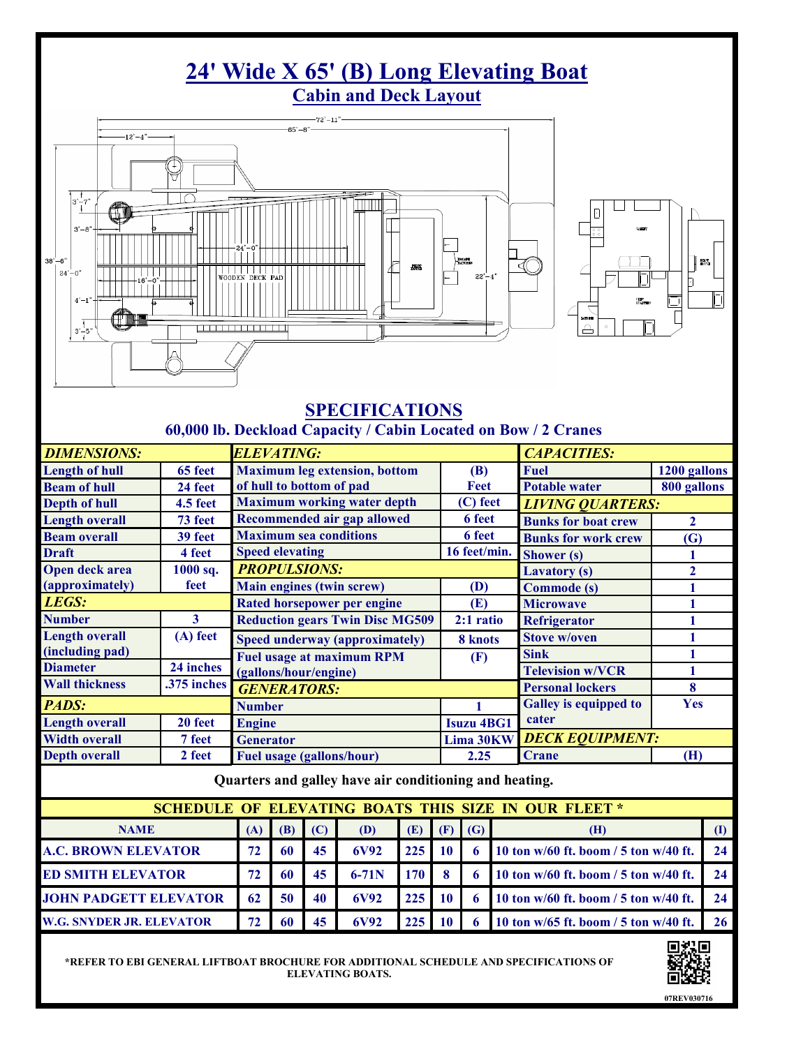# 24' Wide X 65' (B) Long Elevating Boat

## Cabin and Deck Layout

72'-11"
65'-8"
12'-4"
3'-7"
3'-8"
38'-6"
34'-0"
24'-0"
16'-0"
WOODEN DECK PAD
22'-4"
4'-1"
3'-5"

## SPECIFICATIONS

**60,000 lb. Deckload Capacity / Cabin Located on Bow / 2 Cranes**

| | | | | | |
|---|---|---|---|---|---|
| ***DIMENSIONS:*** | | ***ELEVATING:*** | | ***CAPACITIES:*** | |
| **Length of hull** | **65 feet** | **Maximum leg extension, bottom of hull to bottom of pad** | **(B) Feet** | **Fuel** | **1200 gallons** |
| **Beam of hull** | **24 feet** | | | **Potable water** | **800 gallons** |
| **Depth of hull** | **4.5 feet** | **Maximum working water depth** | **(C) feet** | ***LIVING QUARTERS:*** | |
| **Length overall** | **73 feet** | **Recommended air gap allowed** | **6 feet** | **Bunks for boat crew** | **2** |
| **Beam overall** | **39 feet** | **Maximum sea conditions** | **6 feet** | **Bunks for work crew** | **(G)** |
| **Draft** | **4 feet** | **Speed elevating** | **16 feet/min.** | **Shower (s)** | **1** |
| **Open deck area (approximately)** | **1000 sq. feet** | ***PROPULSIONS:*** | | **Lavatory (s)** | **2** |
| | | **Main engines (twin screw)** | **(D)** | **Commode (s)** | **1** |
| ***LEGS:*** | | **Rated horsepower per engine** | **(E)** | **Microwave** | **1** |
| **Number** | **3** | **Reduction gears Twin Disc MG509** | **2:1 ratio** | **Refrigerator** | **1** |
| **Length overall (including pad)** | **(A) feet** | **Speed underway (approximately)** | **8 knots** | **Stove w/oven** | **1** |
| | | **Fuel usage at maximum RPM (gallons/hour/engine)** | **(F)** | **Sink** | **1** |
| **Diameter** | **24 inches** | | | **Television w/VCR** | **1** |
| **Wall thickness** | **.375 inches** | ***GENERATORS:*** | | **Personal lockers** | **8** |
| ***PADS:*** | | **Number** | **1** | **Galley is equipped to cater** | **Yes** |
| **Length overall** | **20 feet** | **Engine** | **Isuzu 4BG1** | | |
| **Width overall** | **7 feet** | **Generator** | **Lima 30KW** | ***DECK EQUIPMENT:*** | |
| **Depth overall** | **2 feet** | **Fuel usage (gallons/hour)** | **2.25** | **Crane** | **(H)** |

**Quarters and galley have air conditioning and heating.**

**SCHEDULE OF ELEVATING BOATS THIS SIZE IN OUR FLEET \***

| NAME | (A) | (B) | (C) | (D) | (E) | (F) | (G) | (H) | (I) |
|---|---|---|---|---|---|---|---|---|---|
| **A.C. BROWN ELEVATOR** | 72 | 60 | 45 | 6V92 | 225 | 10 | 6 | 10 ton w/60 ft. boom / 5 ton w/40 ft. | 24 |
| **ED SMITH ELEVATOR** | 72 | 60 | 45 | 6-71N | 170 | 8 | 6 | 10 ton w/60 ft. boom / 5 ton w/40 ft. | 24 |
| **JOHN PADGETT ELEVATOR** | 62 | 50 | 40 | 6V92 | 225 | 10 | 6 | 10 ton w/60 ft. boom / 5 ton w/40 ft. | 24 |
| **W.G. SNYDER JR. ELEVATOR** | 72 | 60 | 45 | 6V92 | 225 | 10 | 6 | 10 ton w/65 ft. boom / 5 ton w/40 ft. | 26 |

**\*REFER TO EBI GENERAL LIFTBOAT BROCHURE FOR ADDITIONAL SCHEDULE AND SPECIFICATIONS OF ELEVATING BOATS.**

07REV030716